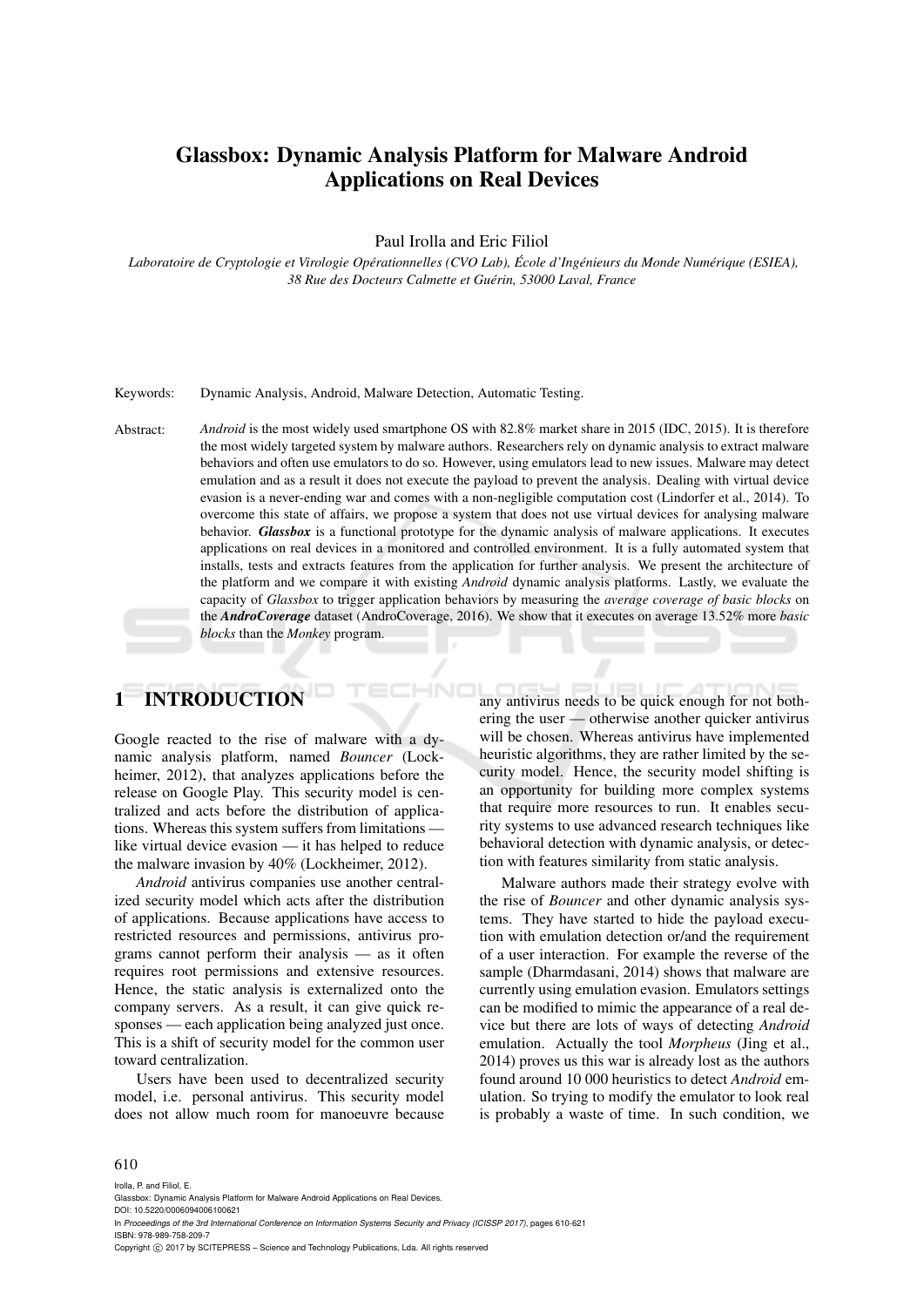# Glassbox: Dynamic Analysis Platform for Malware Android Applications on Real Devices

Paul Irolla and Eric Filiol

*Laboratoire de Cryptologie et Virologie Opérationnelles (CVO Lab), École d'Ingénieurs du Monde Numérique (ESIEA), 38 Rue des Docteurs Calmette et Guérin, 53000 Laval, France*

Keywords: Dynamic Analysis, Android, Malware Detection, Automatic Testing.

Abstract: *Android* is the most widely used smartphone OS with 82.8% market share in 2015 (IDC, 2015). It is therefore the most widely targeted system by malware authors. Researchers rely on dynamic analysis to extract malware behaviors and often use emulators to do so. However, using emulators lead to new issues. Malware may detect emulation and as a result it does not execute the payload to prevent the analysis. Dealing with virtual device evasion is a never-ending war and comes with a non-negligible computation cost (Lindorfer et al., 2014). To overcome this state of affairs, we propose a system that does not use virtual devices for analysing malware behavior. ***Glassbox*** is a functional prototype for the dynamic analysis of malware applications. It executes applications on real devices in a monitored and controlled environment. It is a fully automated system that installs, tests and extracts features from the application for further analysis. We present the architecture of the platform and we compare it with existing *Android* dynamic analysis platforms. Lastly, we evaluate the capacity of *Glassbox* to trigger application behaviors by measuring the *average coverage of basic blocks* on the ***AndroCoverage*** dataset (AndroCoverage, 2016). We show that it executes on average 13.52% more *basic blocks* than the *Monkey* program.

## 1 INTRODUCTION

Google reacted to the rise of malware with a dynamic analysis platform, named *Bouncer* (Lockheimer, 2012), that analyzes applications before the release on Google Play. This security model is centralized and acts before the distribution of applications. Whereas this system suffers from limitations — like virtual device evasion — it has helped to reduce the malware invasion by 40% (Lockheimer, 2012).

*Android* antivirus companies use another centralized security model which acts after the distribution of applications. Because applications have access to restricted resources and permissions, antivirus programs cannot perform their analysis — as it often requires root permissions and extensive resources. Hence, the static analysis is externalized onto the company servers. As a result, it can give quick responses — each application being analyzed just once. This is a shift of security model for the common user toward centralization.

Users have been used to decentralized security model, i.e. personal antivirus. This security model does not allow much room for manoeuvre because any antivirus needs to be quick enough for not bothering the user — otherwise another quicker antivirus will be chosen. Whereas antivirus have implemented heuristic algorithms, they are rather limited by the security model. Hence, the security model shifting is an opportunity for building more complex systems that require more resources to run. It enables security systems to use advanced research techniques like behavioral detection with dynamic analysis, or detection with features similarity from static analysis.

Malware authors made their strategy evolve with the rise of *Bouncer* and other dynamic analysis systems. They have started to hide the payload execution with emulation detection or/and the requirement of a user interaction. For example the reverse of the sample (Dharmdasani, 2014) shows that malware are currently using emulation evasion. Emulators settings can be modified to mimic the appearance of a real device but there are lots of ways of detecting *Android* emulation. Actually the tool *Morpheus* (Jing et al., 2014) proves us this war is already lost as the authors found around 10 000 heuristics to detect *Android* emulation. So trying to modify the emulator to look real is probably a waste of time. In such condition, we

Irolla, P. and Filiol, E.
Glassbox: Dynamic Analysis Platform for Malware Android Applications on Real Devices.
DOI: 10.5220/0006094006100621
In *Proceedings of the 3rd International Conference on Information Systems Security and Privacy (ICISSP 2017)*, pages 610-621
ISBN: 978-989-758-209-7
Copyright © 2017 by SCITEPRESS – Science and Technology Publications, Lda. All rights reserved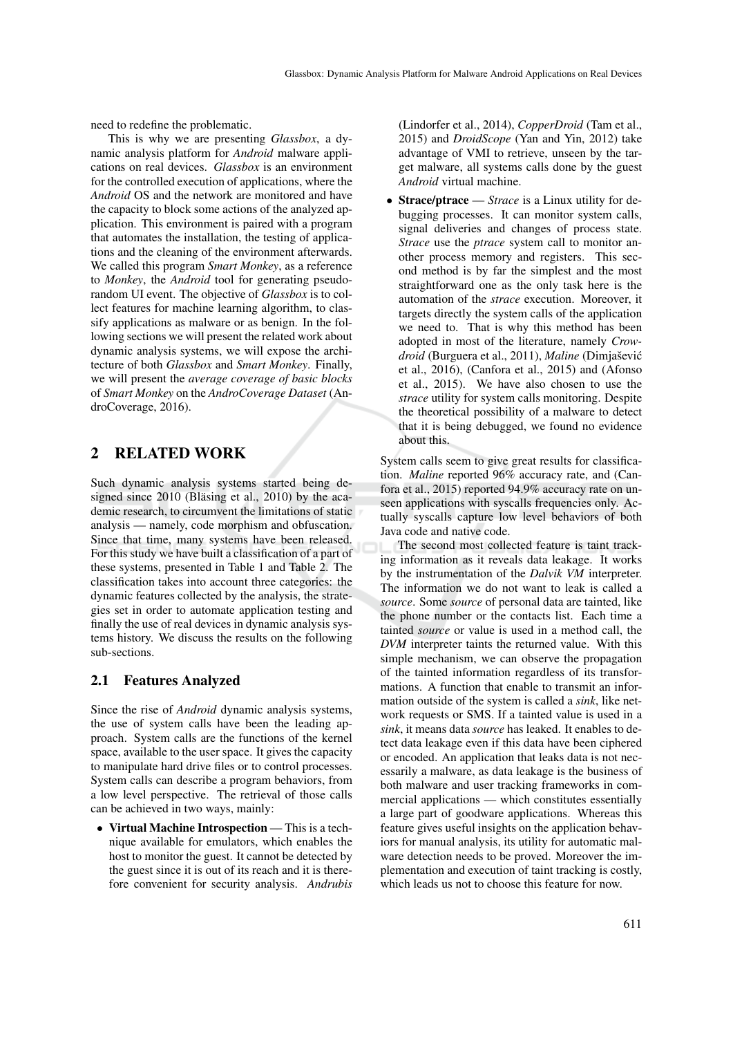need to redefine the problematic.

This is why we are presenting *Glassbox*, a dynamic analysis platform for *Android* malware applications on real devices. *Glassbox* is an environment for the controlled execution of applications, where the *Android* OS and the network are monitored and have the capacity to block some actions of the analyzed application. This environment is paired with a program that automates the installation, the testing of applications and the cleaning of the environment afterwards. We called this program *Smart Monkey*, as a reference to *Monkey*, the *Android* tool for generating pseudo-random UI event. The objective of *Glassbox* is to collect features for machine learning algorithm, to classify applications as malware or as benign. In the following sections we will present the related work about dynamic analysis systems, we will expose the architecture of both *Glassbox* and *Smart Monkey*. Finally, we will present the *average coverage of basic blocks* of *Smart Monkey* on the *AndroCoverage Dataset* (AndroCoverage, 2016).

## 2 RELATED WORK

Such dynamic analysis systems started being designed since 2010 (Bläsing et al., 2010) by the academic research, to circumvent the limitations of static analysis — namely, code morphism and obfuscation. Since that time, many systems have been released. For this study we have built a classification of a part of these systems, presented in Table 1 and Table 2. The classification takes into account three categories: the dynamic features collected by the analysis, the strategies set in order to automate application testing and finally the use of real devices in dynamic analysis systems history. We discuss the results on the following sub-sections.

### 2.1 Features Analyzed

Since the rise of *Android* dynamic analysis systems, the use of system calls have been the leading approach. System calls are the functions of the kernel space, available to the user space. It gives the capacity to manipulate hard drive files or to control processes. System calls can describe a program behaviors, from a low level perspective. The retrieval of those calls can be achieved in two ways, mainly:

- **Virtual Machine Introspection** — This is a technique available for emulators, which enables the host to monitor the guest. It cannot be detected by the guest since it is out of its reach and it is therefore convenient for security analysis. *Andrubis* (Lindorfer et al., 2014), *CopperDroid* (Tam et al., 2015) and *DroidScope* (Yan and Yin, 2012) take advantage of VMI to retrieve, unseen by the target malware, all systems calls done by the guest *Android* virtual machine.
- **Strace/ptrace** — *Strace* is a Linux utility for debugging processes. It can monitor system calls, signal deliveries and changes of process state. *Strace* use the *ptrace* system call to monitor another process memory and registers. This second method is by far the simplest and the most straightforward one as the only task here is the automation of the *strace* execution. Moreover, it targets directly the system calls of the application we need to. That is why this method has been adopted in most of the literature, namely *Crowdroid* (Burguera et al., 2011), *Maline* (Dimjašević et al., 2016), (Canfora et al., 2015) and (Afonso et al., 2015). We have also chosen to use the *strace* utility for system calls monitoring. Despite the theoretical possibility of a malware to detect that it is being debugged, we found no evidence about this.

System calls seem to give great results for classification. *Maline* reported 96% accuracy rate, and (Canfora et al., 2015) reported 94.9% accuracy rate on unseen applications with syscalls frequencies only. Actually syscalls capture low level behaviors of both Java code and native code.

The second most collected feature is taint tracking information as it reveals data leakage. It works by the instrumentation of the *Dalvik VM* interpreter. The information we do not want to leak is called a *source*. Some *source* of personal data are tainted, like the phone number or the contacts list. Each time a tainted *source* or value is used in a method call, the *DVM* interpreter taints the returned value. With this simple mechanism, we can observe the propagation of the tainted information regardless of its transformations. A function that enable to transmit an information outside of the system is called a *sink*, like network requests or SMS. If a tainted value is used in a *sink*, it means data *source* has leaked. It enables to detect data leakage even if this data have been ciphered or encoded. An application that leaks data is not necessarily a malware, as data leakage is the business of both malware and user tracking frameworks in commercial applications — which constitutes essentially a large part of goodware applications. Whereas this feature gives useful insights on the application behaviors for manual analysis, its utility for automatic malware detection needs to be proved. Moreover the implementation and execution of taint tracking is costly, which leads us not to choose this feature for now.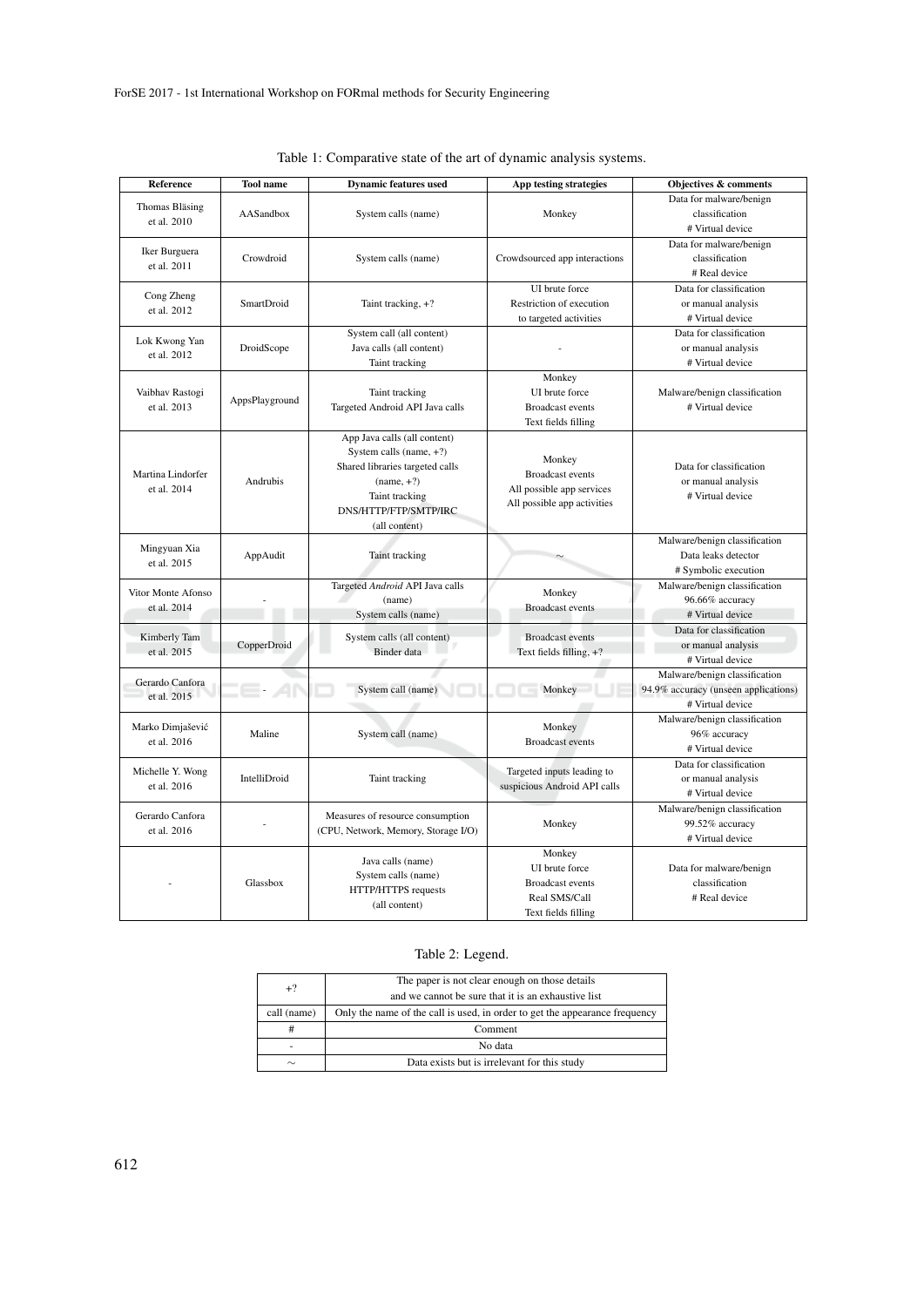Table 1: Comparative state of the art of dynamic analysis systems.

| Reference | Tool name | Dynamic features used | App testing strategies | Objectives & comments |
|---|---|---|---|---|
| Thomas Bläsing et al. 2010 | AASandbox | System calls (name) | Monkey | Data for malware/benign classification # Virtual device |
| Iker Burguera et al. 2011 | Crowdroid | System calls (name) | Crowdsourced app interactions | Data for malware/benign classification # Real device |
| Cong Zheng et al. 2012 | SmartDroid | Taint tracking, +? | UI brute force Restriction of execution to targeted activities | Data for classification or manual analysis # Virtual device |
| Lok Kwong Yan et al. 2012 | DroidScope | System call (all content) Java calls (all content) Taint tracking | - | Data for classification or manual analysis # Virtual device |
| Vaibhav Rastogi et al. 2013 | AppsPlayground | Taint tracking Targeted Android API Java calls | Monkey UI brute force Broadcast events Text fields filling | Malware/benign classification # Virtual device |
| Martina Lindorfer et al. 2014 | Andrubis | App Java calls (all content) System calls (name, +?) Shared libraries targeted calls (name, +?) Taint tracking DNS/HTTP/FTP/SMTP/IRC (all content) | Monkey Broadcast events All possible app services All possible app activities | Data for classification or manual analysis # Virtual device |
| Mingyuan Xia et al. 2015 | AppAudit | Taint tracking | ∼ | Malware/benign classification Data leaks detector # Symbolic execution |
| Vitor Monte Afonso et al. 2014 | - | Targeted *Android* API Java calls (name) System calls (name) | Monkey Broadcast events | Malware/benign classification 96.66% accuracy # Virtual device |
| Kimberly Tam et al. 2015 | CopperDroid | System calls (all content) Binder data | Broadcast events Text fields filling, +? | Data for classification or manual analysis # Virtual device |
| Gerardo Canfora et al. 2015 | - | System call (name) | Monkey | Malware/benign classification 94.9% accuracy (unseen applications) # Virtual device |
| Marko Dimjašević et al. 2016 | Maline | System call (name) | Monkey Broadcast events | Malware/benign classification 96% accuracy # Virtual device |
| Michelle Y. Wong et al. 2016 | IntelliDroid | Taint tracking | Targeted inputs leading to suspicious Android API calls | Data for classification or manual analysis # Virtual device |
| Gerardo Canfora et al. 2016 | - | Measures of resource consumption (CPU, Network, Memory, Storage I/O) | Monkey | Malware/benign classification 99.52% accuracy # Virtual device |
| - | Glassbox | Java calls (name) System calls (name) HTTP/HTTPS requests (all content) | Monkey UI brute force Broadcast events Real SMS/Call Text fields filling | Data for malware/benign classification # Real device |

Table 2: Legend.

| | |
|---|---|
| +? | The paper is not clear enough on those details and we cannot be sure that it is an exhaustive list |
| call (name) | Only the name of the call is used, in order to get the appearance frequency |
| # | Comment |
| - | No data |
| ∼ | Data exists but is irrelevant for this study |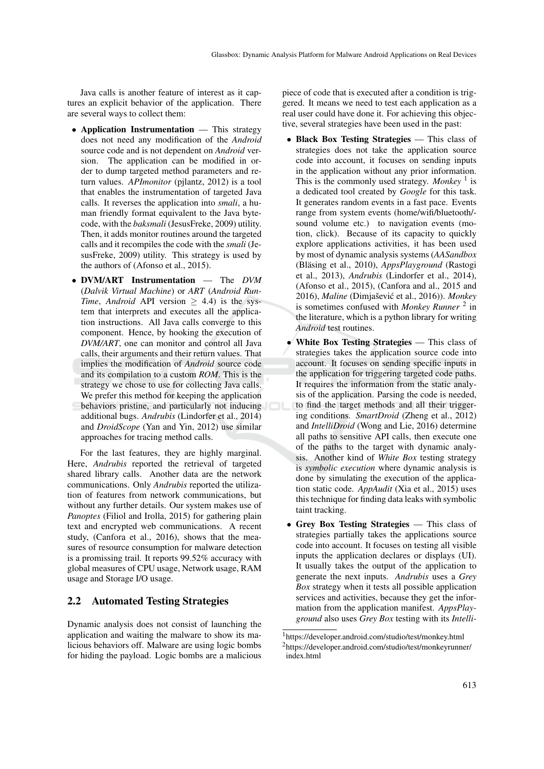Java calls is another feature of interest as it captures an explicit behavior of the application. There are several ways to collect them:

- **Application Instrumentation** — This strategy does not need any modification of the *Android* source code and is not dependent on *Android* version. The application can be modified in order to dump targeted method parameters and return values. *APImonitor* (pjlantz, 2012) is a tool that enables the instrumentation of targeted Java calls. It reverses the application into *smali*, a human friendly format equivalent to the Java bytecode, with the *baksmali* (JesusFreke, 2009) utility. Then, it adds monitor routines around the targeted calls and it recompiles the code with the *smali* (JesusFreke, 2009) utility. This strategy is used by the authors of (Afonso et al., 2015).
- **DVM/ART Instrumentation** — The *DVM* (*Dalvik Virtual Machine*) or *ART* (*Android Run-Time*, *Android* API version $\geq$ 4.4) is the system that interprets and executes all the application instructions. All Java calls converge to this component. Hence, by hooking the execution of *DVM/ART*, one can monitor and control all Java calls, their arguments and their return values. That implies the modification of *Android* source code and its compilation to a custom *ROM*. This is the strategy we chose to use for collecting Java calls. We prefer this method for keeping the application behaviors pristine, and particularly not inducing additional bugs. *Andrubis* (Lindorfer et al., 2014) and *DroidScope* (Yan and Yin, 2012) use similar approaches for tracing method calls.

For the last features, they are highly marginal. Here, *Andrubis* reported the retrieval of targeted shared library calls. Another data are the network communications. Only *Andrubis* reported the utilization of features from network communications, but without any further details. Our system makes use of *Panoptes* (Filiol and Irolla, 2015) for gathering plain text and encrypted web communications. A recent study, (Canfora et al., 2016), shows that the measures of resource consumption for malware detection is a promissing trail. It reports 99.52% accuracy with global measures of CPU usage, Network usage, RAM usage and Storage I/O usage.

## 2.2 Automated Testing Strategies

Dynamic analysis does not consist of launching the application and waiting the malware to show its malicious behaviors off. Malware are using logic bombs for hiding the payload. Logic bombs are a malicious piece of code that is executed after a condition is triggered. It means we need to test each application as a real user could have done it. For achieving this objective, several strategies have been used in the past:

- **Black Box Testing Strategies** — This class of strategies does not take the application source code into account, it focuses on sending inputs in the application without any prior information. This is the commonly used strategy. *Monkey* [1] is a dedicated tool created by *Google* for this task. It generates random events in a fast pace. Events range from system events (home/wifi/bluetooth/sound volume etc.) to navigation events (motion, click). Because of its capacity to quickly explore applications activities, it has been used by most of dynamic analysis systems (*AASandbox* (Bläsing et al., 2010), *AppsPlayground* (Rastogi et al., 2013), *Andrubis* (Lindorfer et al., 2014), (Afonso et al., 2015), (Canfora and al., 2015 and 2016), *Maline* (Dimjašević et al., 2016)). *Monkey* is sometimes confused with *Monkey Runner* [2] in the literature, which is a python library for writing *Android* test routines.
- **White Box Testing Strategies** — This class of strategies takes the application source code into account. It focuses on sending specific inputs in the application for triggering targeted code paths. It requires the information from the static analysis of the application. Parsing the code is needed, to find the target methods and all their triggering conditions. *SmartDroid* (Zheng et al., 2012) and *IntelliDroid* (Wong and Lie, 2016) determine all paths to sensitive API calls, then execute one of the paths to the target with dynamic analysis. Another kind of *White Box* testing strategy is *symbolic execution* where dynamic analysis is done by simulating the execution of the application static code. *AppAudit* (Xia et al., 2015) uses this technique for finding data leaks with symbolic taint tracking.
- **Grey Box Testing Strategies** — This class of strategies partially takes the applications source code into account. It focuses on testing all visible inputs the application declares or displays (UI). It usually takes the output of the application to generate the next inputs. *Andrubis* uses a *Grey Box* strategy when it tests all possible application services and activities, because they get the information from the application manifest. *AppsPlayground* also uses *Grey Box* testing with its *Intelli-*

[1] https://developer.android.com/studio/test/monkey.html

[2] https://developer.android.com/studio/test/monkeyrunner/index.html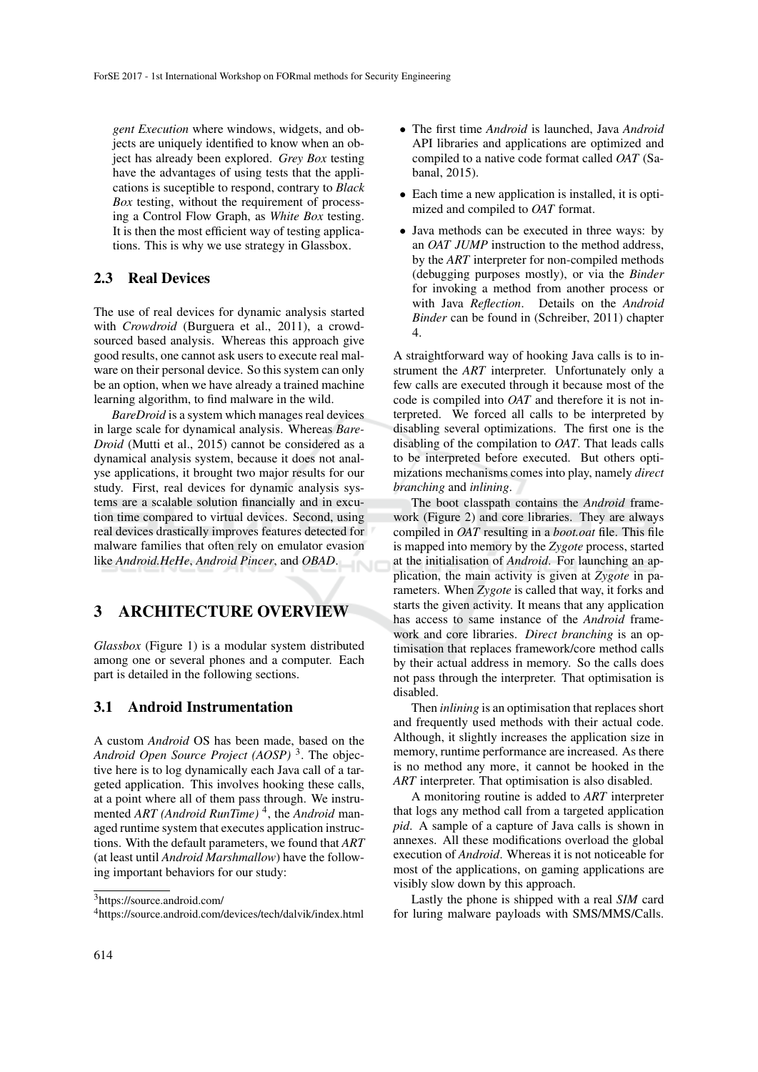*gent Execution* where windows, widgets, and objects are uniquely identified to know when an object has already been explored. *Grey Box* testing have the advantages of using tests that the applications is suceptible to respond, contrary to *Black Box* testing, without the requirement of processing a Control Flow Graph, as *White Box* testing. It is then the most efficient way of testing applications. This is why we use strategy in Glassbox.

## 2.3 Real Devices

The use of real devices for dynamic analysis started with *Crowdroid* (Burguera et al., 2011), a crowdsourced based analysis. Whereas this approach give good results, one cannot ask users to execute real malware on their personal device. So this system can only be an option, when we have already a trained machine learning algorithm, to find malware in the wild.

*BareDroid* is a system which manages real devices in large scale for dynamical analysis. Whereas *BareDroid* (Mutti et al., 2015) cannot be considered as a dynamical analysis system, because it does not analyse applications, it brought two major results for our study. First, real devices for dynamic analysis systems are a scalable solution financially and in execution time compared to virtual devices. Second, using real devices drastically improves features detected for malware families that often rely on emulator evasion like *Android.HeHe*, *Android Pincer*, and *OBAD*.

# 3 ARCHITECTURE OVERVIEW

*Glassbox* (Figure 1) is a modular system distributed among one or several phones and a computer. Each part is detailed in the following sections.

## 3.1 Android Instrumentation

A custom *Android* OS has been made, based on the *Android Open Source Project (AOSP)* [3]. The objective here is to log dynamically each Java call of a targeted application. This involves hooking these calls, at a point where all of them pass through. We instrumented *ART (Android RunTime)* [4], the *Android* managed runtime system that executes application instructions. With the default parameters, we found that *ART* (at least until *Android Marshmallow*) have the following important behaviors for our study:

- The first time *Android* is launched, Java *Android* API libraries and applications are optimized and compiled to a native code format called *OAT* (Sabanal, 2015).
- Each time a new application is installed, it is optimized and compiled to *OAT* format.
- Java methods can be executed in three ways: by an *OAT JUMP* instruction to the method address, by the *ART* interpreter for non-compiled methods (debugging purposes mostly), or via the *Binder* for invoking a method from another process or with Java *Reflection*. Details on the *Android Binder* can be found in (Schreiber, 2011) chapter 4.

A straightforward way of hooking Java calls is to instrument the *ART* interpreter. Unfortunately only a few calls are executed through it because most of the code is compiled into *OAT* and therefore it is not interpreted. We forced all calls to be interpreted by disabling several optimizations. The first one is the disabling of the compilation to *OAT*. That leads calls to be interpreted before executed. But others optimizations mechanisms comes into play, namely *direct branching* and *inlining*.

The boot classpath contains the *Android* framework (Figure 2) and core libraries. They are always compiled in *OAT* resulting in a *boot.oat* file. This file is mapped into memory by the *Zygote* process, started at the initialisation of *Android*. For launching an application, the main activity is given at *Zygote* in parameters. When *Zygote* is called that way, it forks and starts the given activity. It means that any application has access to same instance of the *Android* framework and core libraries. *Direct branching* is an optimisation that replaces framework/core method calls by their actual address in memory. So the calls does not pass through the interpreter. That optimisation is disabled.

Then *inlining* is an optimisation that replaces short and frequently used methods with their actual code. Although, it slightly increases the application size in memory, runtime performance are increased. As there is no method any more, it cannot be hooked in the *ART* interpreter. That optimisation is also disabled.

A monitoring routine is added to *ART* interpreter that logs any method call from a targeted application *pid*. A sample of a capture of Java calls is shown in annexes. All these modifications overload the global execution of *Android*. Whereas it is not noticeable for most of the applications, on gaming applications are visibly slow down by this approach.

Lastly the phone is shipped with a real *SIM* card for luring malware payloads with SMS/MMS/Calls.

[3] https://source.android.com/

[4] https://source.android.com/devices/tech/dalvik/index.html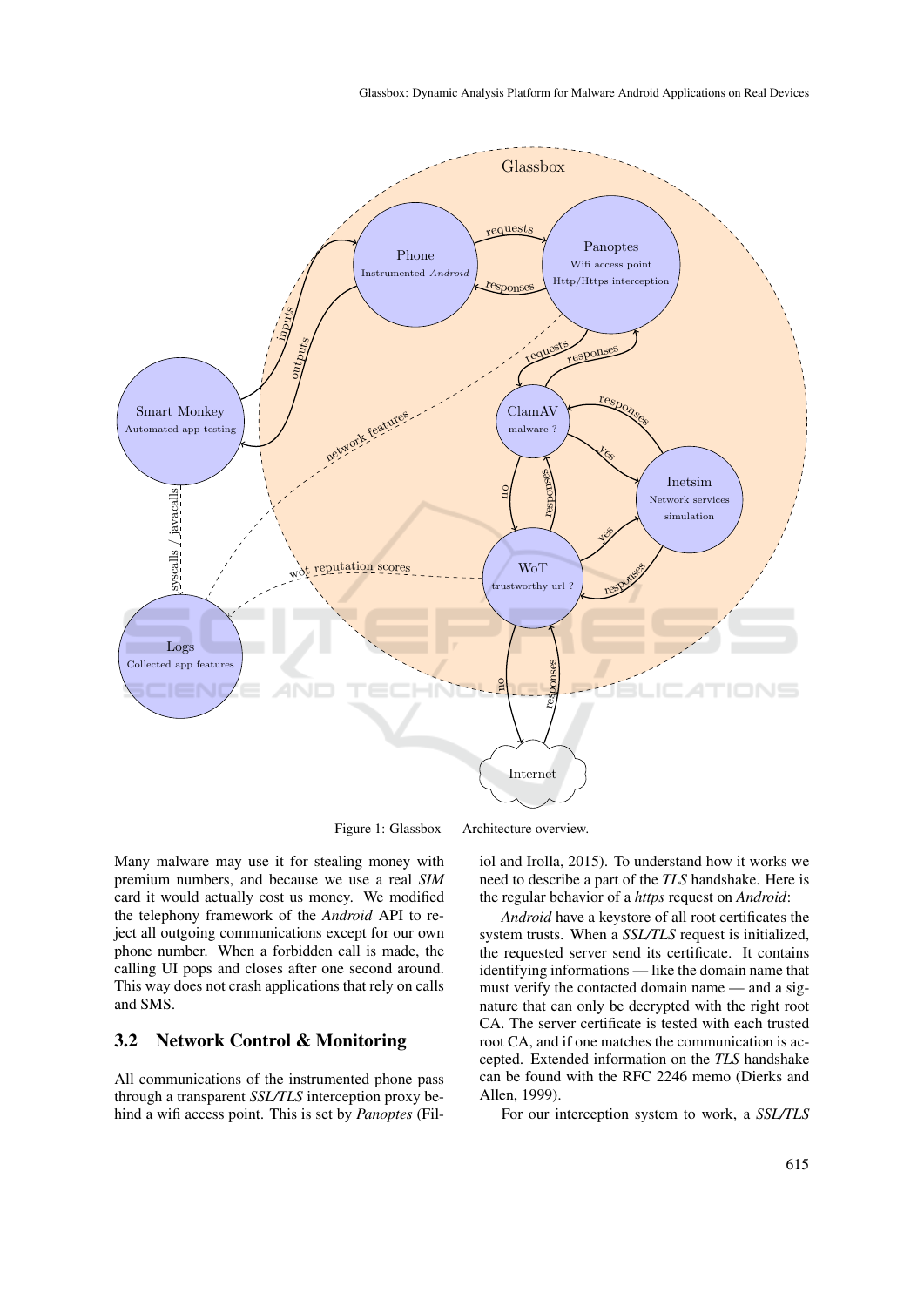Figure 1: Glassbox — Architecture overview.

Many malware may use it for stealing money with premium numbers, and because we use a real *SIM* card it would actually cost us money. We modified the telephony framework of the *Android* API to reject all outgoing communications except for our own phone number. When a forbidden call is made, the calling UI pops and closes after one second around. This way does not crash applications that rely on calls and SMS.

### 3.2 Network Control & Monitoring

All communications of the instrumented phone pass through a transparent *SSL/TLS* interception proxy behind a wifi access point. This is set by *Panoptes* (Fil-iol and Irolla, 2015). To understand how it works we need to describe a part of the *TLS* handshake. Here is the regular behavior of a *https* request on *Android*:

*Android* have a keystore of all root certificates the system trusts. When a *SSL/TLS* request is initialized, the requested server send its certificate. It contains identifying informations — like the domain name that must verify the contacted domain name — and a signature that can only be decrypted with the right root CA. The server certificate is tested with each trusted root CA, and if one matches the communication is accepted. Extended information on the *TLS* handshake can be found with the RFC 2246 memo (Dierks and Allen, 1999).

For our interception system to work, a *SSL/TLS*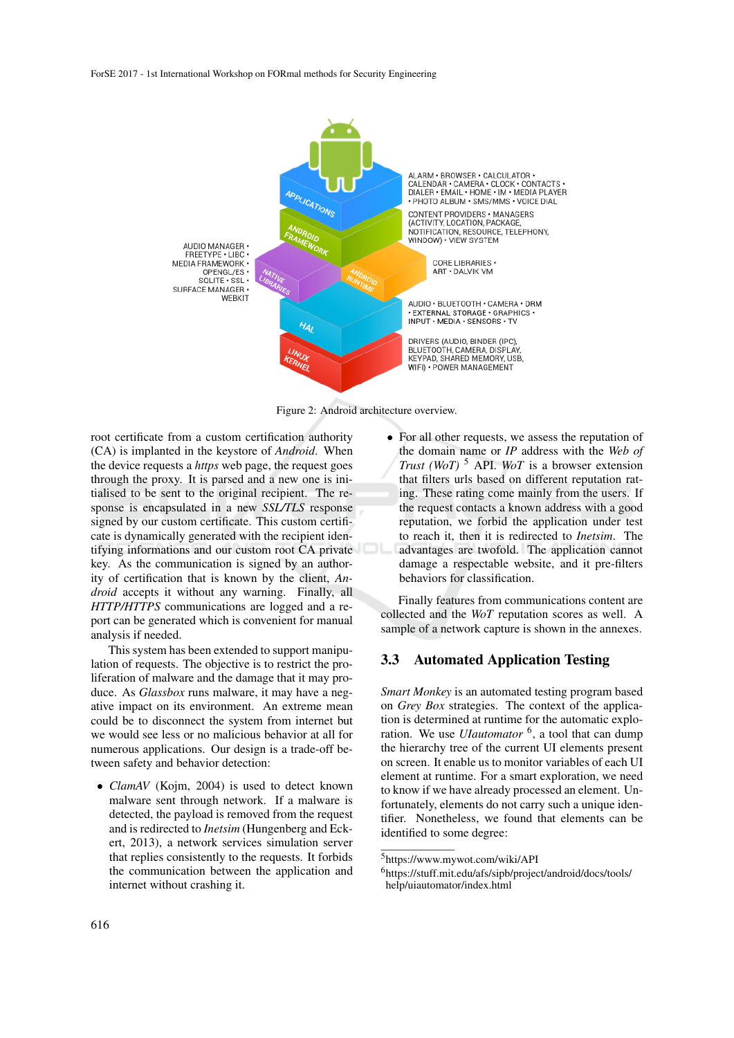Figure 2: Android architecture overview.

root certificate from a custom certification authority (CA) is implanted in the keystore of *Android*. When the device requests a *https* web page, the request goes through the proxy. It is parsed and a new one is initialised to be sent to the original recipient. The response is encapsulated in a new *SSL/TLS* response signed by our custom certificate. This custom certificate is dynamically generated with the recipient identifying informations and our custom root CA private key. As the communication is signed by an authority of certification that is known by the client, *Android* accepts it without any warning. Finally, all *HTTP/HTTPS* communications are logged and a report can be generated which is convenient for manual analysis if needed.

This system has been extended to support manipulation of requests. The objective is to restrict the proliferation of malware and the damage that it may produce. As *Glassbox* runs malware, it may have a negative impact on its environment. An extreme mean could be to disconnect the system from internet but we would see less or no malicious behavior at all for numerous applications. Our design is a trade-off between safety and behavior detection:

- *ClamAV* (Kojm, 2004) is used to detect known malware sent through network. If a malware is detected, the payload is removed from the request and is redirected to *Inetsim* (Hungenberg and Eckert, 2013), a network services simulation server that replies consistently to the requests. It forbids the communication between the application and internet without crashing it.
- For all other requests, we assess the reputation of the domain name or *IP* address with the *Web of Trust (WoT)* [5] API. *WoT* is a browser extension that filters urls based on different reputation rating. These rating come mainly from the users. If the request contacts a known address with a good reputation, we forbid the application under test to reach it, then it is redirected to *Inetsim*. The advantages are twofold. The application cannot damage a respectable website, and it pre-filters behaviors for classification.

Finally features from communications content are collected and the *WoT* reputation scores as well. A sample of a network capture is shown in the annexes.

### 3.3 Automated Application Testing

*Smart Monkey* is an automated testing program based on *Grey Box* strategies. The context of the application is determined at runtime for the automatic exploration. We use *UIautomator* [6], a tool that can dump the hierarchy tree of the current UI elements present on screen. It enable us to monitor variables of each UI element at runtime. For a smart exploration, we need to know if we have already processed an element. Unfortunately, elements do not carry such a unique identifier. Nonetheless, we found that elements can be identified to some degree:

[5] https://www.mywot.com/wiki/API

[6] https://stuff.mit.edu/afs/sipb/project/android/docs/tools/help/uiautomator/index.html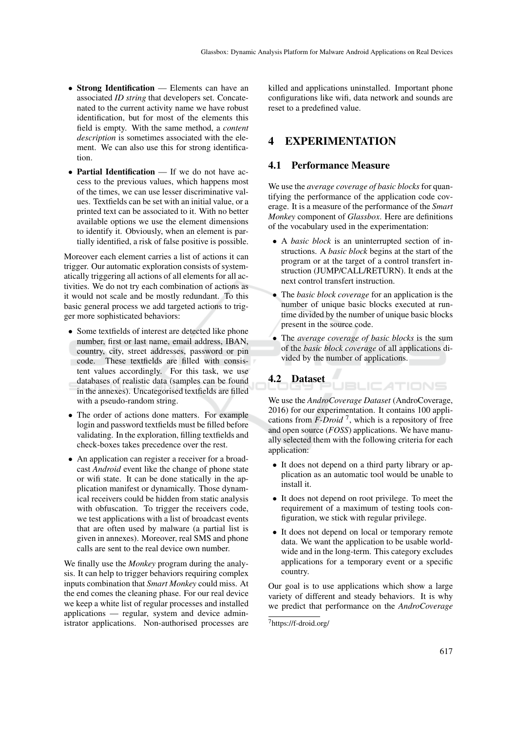- **Strong Identification** — Elements can have an associated *ID string* that developers set. Concatenated to the current activity name we have robust identification, but for most of the elements this field is empty. With the same method, a *content description* is sometimes associated with the element. We can also use this for strong identification.
- **Partial Identification** — If we do not have access to the previous values, which happens most of the times, we can use lesser discriminative values. Textfields can be set with an initial value, or a printed text can be associated to it. With no better available options we use the element dimensions to identify it. Obviously, when an element is partially identified, a risk of false positive is possible.

Moreover each element carries a list of actions it can trigger. Our automatic exploration consists of systematically triggering all actions of all elements for all activities. We do not try each combination of actions as it would not scale and be mostly redundant. To this basic general process we add targeted actions to trigger more sophisticated behaviors:

- Some textfields of interest are detected like phone number, first or last name, email address, IBAN, country, city, street addresses, password or pin code. These textfields are filled with consistent values accordingly. For this task, we use databases of realistic data (samples can be found in the annexes). Uncategorised textfields are filled with a pseudo-random string.
- The order of actions done matters. For example login and password textfields must be filled before validating. In the exploration, filling textfields and check-boxes takes precedence over the rest.
- An application can register a receiver for a broadcast *Android* event like the change of phone state or wifi state. It can be done statically in the application manifest or dynamically. Those dynamical receivers could be hidden from static analysis with obfuscation. To trigger the receivers code, we test applications with a list of broadcast events that are often used by malware (a partial list is given in annexes). Moreover, real SMS and phone calls are sent to the real device own number.

We finally use the *Monkey* program during the analysis. It can help to trigger behaviors requiring complex inputs combination that *Smart Monkey* could miss. At the end comes the cleaning phase. For our real device we keep a white list of regular processes and installed applications — regular, system and device administrator applications. Non-authorised processes are killed and applications uninstalled. Important phone configurations like wifi, data network and sounds are reset to a predefined value.

## 4 EXPERIMENTATION

### 4.1 Performance Measure

We use the *average coverage of basic blocks* for quantifying the performance of the application code coverage. It is a measure of the performance of the *Smart Monkey* component of *Glassbox*. Here are definitions of the vocabulary used in the experimentation:

- A *basic block* is an uninterrupted section of instructions. A *basic block* begins at the start of the program or at the target of a control transfert instruction (JUMP/CALL/RETURN). It ends at the next control transfert instruction.
- The *basic block coverage* for an application is the number of unique basic blocks executed at runtime divided by the number of unique basic blocks present in the source code.
- The *average coverage of basic blocks* is the sum of the *basic block coverage* of all applications divided by the number of applications.

### 4.2 Dataset

We use the *AndroCoverage Dataset* (AndroCoverage, 2016) for our experimentation. It contains 100 applications from *F-Droid* [7], which is a repository of free and open source (*FOSS*) applications. We have manually selected them with the following criteria for each application:

- It does not depend on a third party library or application as an automatic tool would be unable to install it.
- It does not depend on root privilege. To meet the requirement of a maximum of testing tools configuration, we stick with regular privilege.
- It does not depend on local or temporary remote data. We want the application to be usable worldwide and in the long-term. This category excludes applications for a temporary event or a specific country.

Our goal is to use applications which show a large variety of different and steady behaviors. It is why we predict that performance on the *AndroCoverage*

[7] https://f-droid.org/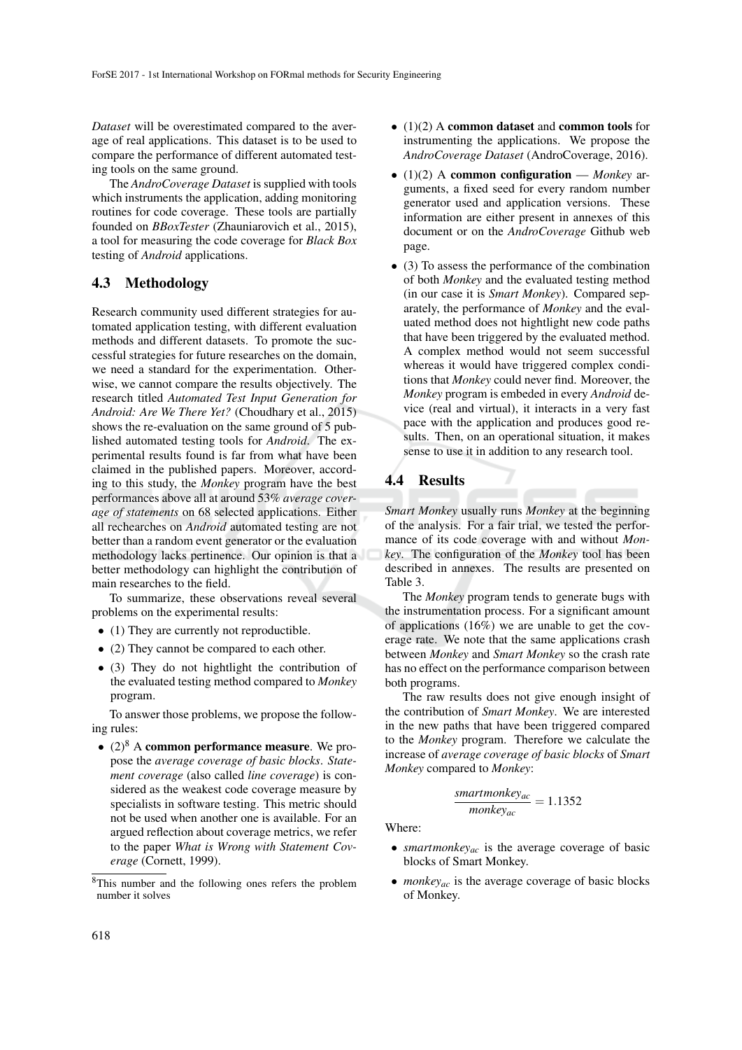*Dataset* will be overestimated compared to the average of real applications. This dataset is to be used to compare the performance of different automated testing tools on the same ground.

The *AndroCoverage Dataset* is supplied with tools which instruments the application, adding monitoring routines for code coverage. These tools are partially founded on *BBoxTester* (Zhauniarovich et al., 2015), a tool for measuring the code coverage for *Black Box* testing of *Android* applications.

### 4.3 Methodology

Research community used different strategies for automated application testing, with different evaluation methods and different datasets. To promote the successful strategies for future researches on the domain, we need a standard for the experimentation. Otherwise, we cannot compare the results objectively. The research titled *Automated Test Input Generation for Android: Are We There Yet?* (Choudhary et al., 2015) shows the re-evaluation on the same ground of 5 published automated testing tools for *Android*. The experimental results found is far from what have been claimed in the published papers. Moreover, according to this study, the *Monkey* program have the best performances above all at around 53% *average coverage of statements* on 68 selected applications. Either all rechearches on *Android* automated testing are not better than a random event generator or the evaluation methodology lacks pertinence. Our opinion is that a better methodology can highlight the contribution of main researches to the field.

To summarize, these observations reveal several problems on the experimental results:

- (1) They are currently not reproductible.
- (2) They cannot be compared to each other.
- (3) They do not hightlight the contribution of the evaluated testing method compared to *Monkey* program.

To answer those problems, we propose the following rules:

- (2)[8] A **common performance measure**. We propose the *average coverage of basic blocks*. *Statement coverage* (also called *line coverage*) is considered as the weakest code coverage measure by specialists in software testing. This metric should not be used when another one is available. For an argued reflection about coverage metrics, we refer to the paper *What is Wrong with Statement Coverage* (Cornett, 1999).
- (1)(2) A **common dataset** and **common tools** for instrumenting the applications. We propose the *AndroCoverage Dataset* (AndroCoverage, 2016).
- (1)(2) A **common configuration** — *Monkey* arguments, a fixed seed for every random number generator used and application versions. These information are either present in annexes of this document or on the *AndroCoverage* Github web page.
- (3) To assess the performance of the combination of both *Monkey* and the evaluated testing method (in our case it is *Smart Monkey*). Compared separately, the performance of *Monkey* and the evaluated method does not hightlight new code paths that have been triggered by the evaluated method. A complex method would not seem successful whereas it would have triggered complex conditions that *Monkey* could never find. Moreover, the *Monkey* program is embeded in every *Android* device (real and virtual), it interacts in a very fast pace with the application and produces good results. Then, on an operational situation, it makes sense to use it in addition to any research tool.

[8]This number and the following ones refers the problem number it solves

### 4.4 Results

*Smart Monkey* usually runs *Monkey* at the beginning of the analysis. For a fair trial, we tested the performance of its code coverage with and without *Monkey*. The configuration of the *Monkey* tool has been described in annexes. The results are presented on Table 3.

The *Monkey* program tends to generate bugs with the instrumentation process. For a significant amount of applications (16%) we are unable to get the coverage rate. We note that the same applications crash between *Monkey* and *Smart Monkey* so the crash rate has no effect on the performance comparison between both programs.

The raw results does not give enough insight of the contribution of *Smart Monkey*. We are interested in the new paths that have been triggered compared to the *Monkey* program. Therefore we calculate the increase of *average coverage of basic blocks* of *Smart Monkey* compared to *Monkey*:

$$\frac{smartmonkey_{ac}}{monkey_{ac}} = 1.1352$$

Where:

- $smartmonkey_{ac}$ is the average coverage of basic blocks of Smart Monkey.
- $monkey_{ac}$ is the average coverage of basic blocks of Monkey.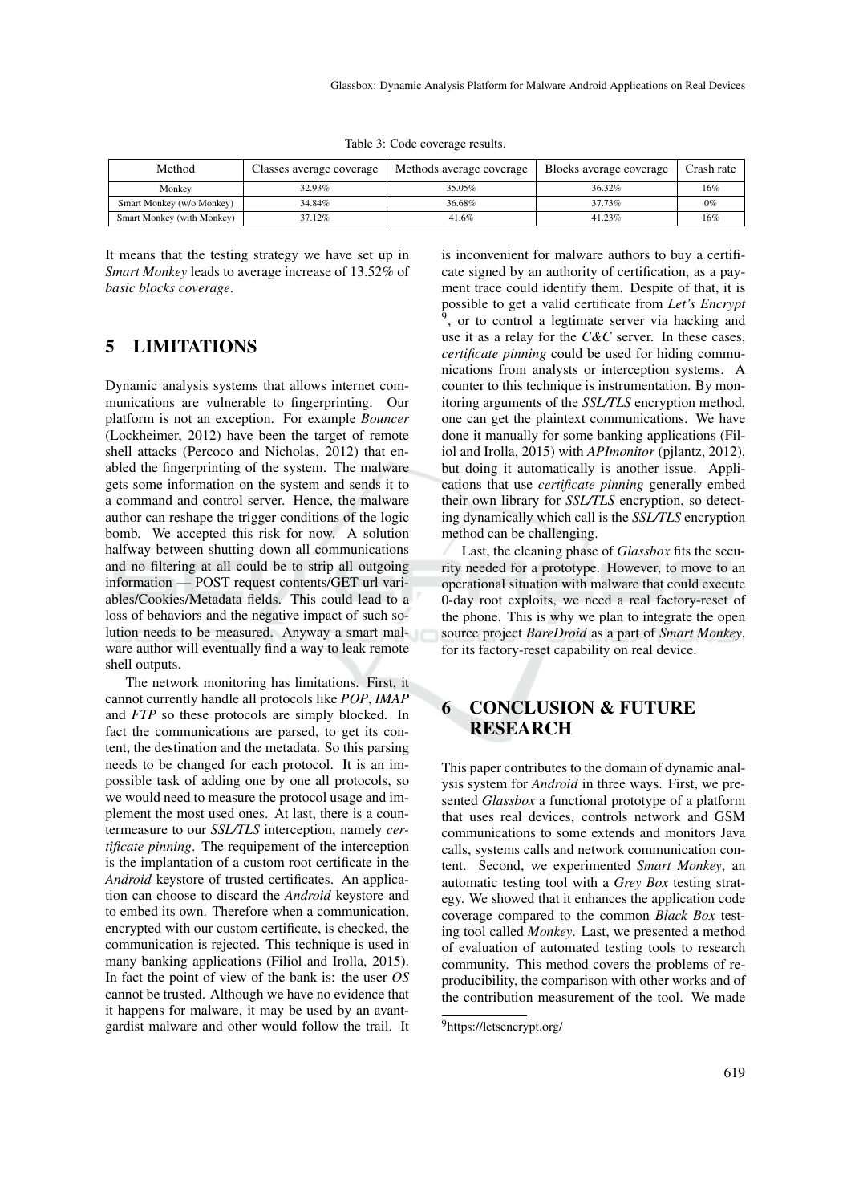Table 3: Code coverage results.

| Method | Classes average coverage | Methods average coverage | Blocks average coverage | Crash rate |
| --- | --- | --- | --- | --- |
| Monkey | 32.93% | 35.05% | 36.32% | 16% |
| Smart Monkey (w/o Monkey) | 34.84% | 36.68% | 37.73% | 0% |
| Smart Monkey (with Monkey) | 37.12% | 41.6% | 41.23% | 16% |

It means that the testing strategy we have set up in *Smart Monkey* leads to average increase of 13.52% of *basic blocks coverage*.

## 5 LIMITATIONS

Dynamic analysis systems that allows internet communications are vulnerable to fingerprinting. Our platform is not an exception. For example *Bouncer* (Lockheimer, 2012) have been the target of remote shell attacks (Percoco and Nicholas, 2012) that enabled the fingerprinting of the system. The malware gets some information on the system and sends it to a command and control server. Hence, the malware author can reshape the trigger conditions of the logic bomb. We accepted this risk for now. A solution halfway between shutting down all communications and no filtering at all could be to strip all outgoing information — POST request contents/GET url variables/Cookies/Metadata fields. This could lead to a loss of behaviors and the negative impact of such solution needs to be measured. Anyway a smart malware author will eventually find a way to leak remote shell outputs.

The network monitoring has limitations. First, it cannot currently handle all protocols like *POP*, *IMAP* and *FTP* so these protocols are simply blocked. In fact the communications are parsed, to get its content, the destination and the metadata. So this parsing needs to be changed for each protocol. It is an impossible task of adding one by one all protocols, so we would need to measure the protocol usage and implement the most used ones. At last, there is a countermeasure to our *SSL/TLS* interception, namely *certificate pinning*. The requipement of the interception is the implantation of a custom root certificate in the *Android* keystore of trusted certificates. An application can choose to discard the *Android* keystore and to embed its own. Therefore when a communication, encrypted with our custom certificate, is checked, the communication is rejected. This technique is used in many banking applications (Filiol and Irolla, 2015). In fact the point of view of the bank is: the user *OS* cannot be trusted. Although we have no evidence that it happens for malware, it may be used by an avant-gardist malware and other would follow the trail. It is inconvenient for malware authors to buy a certificate signed by an authority of certification, as a payment trace could identify them. Despite of that, it is possible to get a valid certificate from *Let's Encrypt* [9], or to control a legtimate server via hacking and use it as a relay for the *C&C* server. In these cases, *certificate pinning* could be used for hiding communications from analysts or interception systems. A counter to this technique is instrumentation. By monitoring arguments of the *SSL/TLS* encryption method, one can get the plaintext communications. We have done it manually for some banking applications (Filiol and Irolla, 2015) with *APImonitor* (pjlantz, 2012), but doing it automatically is another issue. Applications that use *certificate pinning* generally embed their own library for *SSL/TLS* encryption, so detecting dynamically which call is the *SSL/TLS* encryption method can be challenging.

Last, the cleaning phase of *Glassbox* fits the security needed for a prototype. However, to move to an operational situation with malware that could execute 0-day root exploits, we need a real factory-reset of the phone. This is why we plan to integrate the open source project *BareDroid* as a part of *Smart Monkey*, for its factory-reset capability on real device.

## 6 CONCLUSION & FUTURE RESEARCH

This paper contributes to the domain of dynamic analysis system for *Android* in three ways. First, we presented *Glassbox* a functional prototype of a platform that uses real devices, controls network and GSM communications to some extends and monitors Java calls, systems calls and network communication content. Second, we experimented *Smart Monkey*, an automatic testing tool with a *Grey Box* testing strategy. We showed that it enhances the application code coverage compared to the common *Black Box* testing tool called *Monkey*. Last, we presented a method of evaluation of automated testing tools to research community. This method covers the problems of reproducibility, the comparison with other works and of the contribution measurement of the tool. We made

[9] https://letsencrypt.org/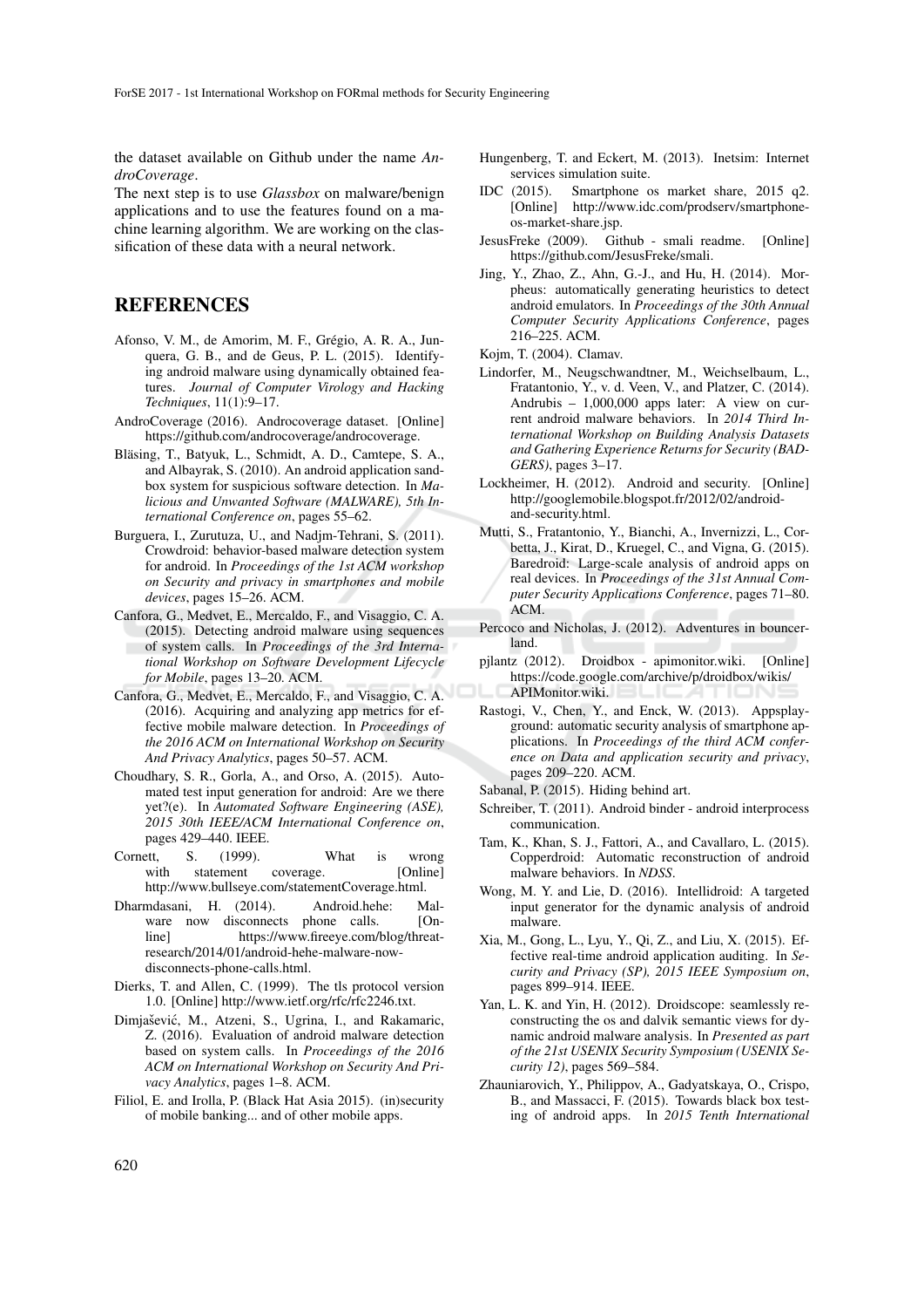the dataset available on Github under the name *AndroCoverage*.

The next step is to use *Glassbox* on malware/benign applications and to use the features found on a machine learning algorithm. We are working on the classification of these data with a neural network.

## REFERENCES

Afonso, V. M., de Amorim, M. F., Grégio, A. R. A., Junquera, G. B., and de Geus, P. L. (2015). Identifying android malware using dynamically obtained features. *Journal of Computer Virology and Hacking Techniques*, 11(1):9–17.

AndroCoverage (2016). Androcoverage dataset. [Online] https://github.com/androcoverage/androcoverage.

Bläsing, T., Batyuk, L., Schmidt, A. D., Camtepe, S. A., and Albayrak, S. (2010). An android application sandbox system for suspicious software detection. In *Malicious and Unwanted Software (MALWARE), 5th International Conference on*, pages 55–62.

Burguera, I., Zurutuza, U., and Nadjm-Tehrani, S. (2011). Crowdroid: behavior-based malware detection system for android. In *Proceedings of the 1st ACM workshop on Security and privacy in smartphones and mobile devices*, pages 15–26. ACM.

Canfora, G., Medvet, E., Mercaldo, F., and Visaggio, C. A. (2015). Detecting android malware using sequences of system calls. In *Proceedings of the 3rd International Workshop on Software Development Lifecycle for Mobile*, pages 13–20. ACM.

Canfora, G., Medvet, E., Mercaldo, F., and Visaggio, C. A. (2016). Acquiring and analyzing app metrics for effective mobile malware detection. In *Proceedings of the 2016 ACM on International Workshop on Security And Privacy Analytics*, pages 50–57. ACM.

Choudhary, S. R., Gorla, A., and Orso, A. (2015). Automated test input generation for android: Are we there yet?(e). In *Automated Software Engineering (ASE), 2015 30th IEEE/ACM International Conference on*, pages 429–440. IEEE.

Cornett, S. (1999). What is wrong with statement coverage. [Online] http://www.bullseye.com/statementCoverage.html.

Dharmdasani, H. (2014). Android.hehe: Malware now disconnects phone calls. [Online] https://www.fireeye.com/blog/threat-research/2014/01/android-hehe-malware-now-disconnects-phone-calls.html.

Dierks, T. and Allen, C. (1999). The tls protocol version 1.0. [Online] http://www.ietf.org/rfc/rfc2246.txt.

Dimjašević, M., Atzeni, S., Ugrina, I., and Rakamaric, Z. (2016). Evaluation of android malware detection based on system calls. In *Proceedings of the 2016 ACM on International Workshop on Security And Privacy Analytics*, pages 1–8. ACM.

Filiol, E. and Irolla, P. (Black Hat Asia 2015). (in)security of mobile banking... and of other mobile apps.

Hungenberg, T. and Eckert, M. (2013). Inetsim: Internet services simulation suite.

IDC (2015). Smartphone os market share, 2015 q2. [Online] http://www.idc.com/prodserv/smartphone-os-market-share.jsp.

JesusFreke (2009). Github - smali readme. [Online] https://github.com/JesusFreke/smali.

Jing, Y., Zhao, Z., Ahn, G.-J., and Hu, H. (2014). Morpheus: automatically generating heuristics to detect android emulators. In *Proceedings of the 30th Annual Computer Security Applications Conference*, pages 216–225. ACM.

Kojm, T. (2004). Clamav.

Lindorfer, M., Neugschwandtner, M., Weichselbaum, L., Fratantonio, Y., v. d. Veen, V., and Platzer, C. (2014). Andrubis – 1,000,000 apps later: A view on current android malware behaviors. In *2014 Third International Workshop on Building Analysis Datasets and Gathering Experience Returns for Security (BADGERS)*, pages 3–17.

Lockheimer, H. (2012). Android and security. [Online] http://googlemobile.blogspot.fr/2012/02/android-and-security.html.

Mutti, S., Fratantonio, Y., Bianchi, A., Invernizzi, L., Corbetta, J., Kirat, D., Kruegel, C., and Vigna, G. (2015). Baredroid: Large-scale analysis of android apps on real devices. In *Proceedings of the 31st Annual Computer Security Applications Conference*, pages 71–80. ACM.

Percoco and Nicholas, J. (2012). Adventures in bouncerland.

pjlantz (2012). Droidbox - apimonitor.wiki. [Online] https://code.google.com/archive/p/droidbox/wikis/APIMonitor.wiki.

Rastogi, V., Chen, Y., and Enck, W. (2013). Appsplayground: automatic security analysis of smartphone applications. In *Proceedings of the third ACM conference on Data and application security and privacy*, pages 209–220. ACM.

Sabanal, P. (2015). Hiding behind art.

Schreiber, T. (2011). Android binder - android interprocess communication.

Tam, K., Khan, S. J., Fattori, A., and Cavallaro, L. (2015). Copperdroid: Automatic reconstruction of android malware behaviors. In *NDSS*.

Wong, M. Y. and Lie, D. (2016). Intellidroid: A targeted input generator for the dynamic analysis of android malware.

Xia, M., Gong, L., Lyu, Y., Qi, Z., and Liu, X. (2015). Effective real-time android application auditing. In *Security and Privacy (SP), 2015 IEEE Symposium on*, pages 899–914. IEEE.

Yan, L. K. and Yin, H. (2012). Droidscope: seamlessly reconstructing the os and dalvik semantic views for dynamic android malware analysis. In *Presented as part of the 21st USENIX Security Symposium (USENIX Security 12)*, pages 569–584.

Zhauniarovich, Y., Philippov, A., Gadyatskaya, O., Crispo, B., and Massacci, F. (2015). Towards black box testing of android apps. In *2015 Tenth International*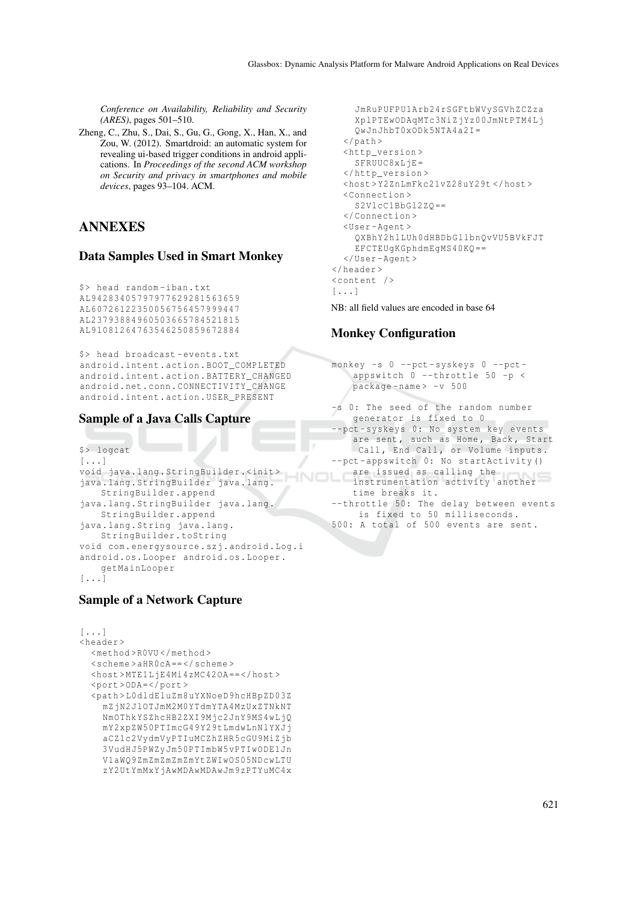*Conference on Availability, Reliability and Security (ARES)*, pages 501–510.

Zheng, C., Zhu, S., Dai, S., Gu, G., Gong, X., Han, X., and Zou, W. (2012). Smartdroid: an automatic system for revealing ui-based trigger conditions in android applications. In *Proceedings of the second ACM workshop on Security and privacy in smartphones and mobile devices*, pages 93–104. ACM.

# ANNEXES

## Data Samples Used in Smart Monkey

```
$> head random-iban.txt
AL94283405797977629281563659
AL60726122350056756457999447
AL23793884960503665784521815
AL91081264763546250859672884
```

```
$> head broadcast-events.txt
android.intent.action.BOOT_COMPLETED
android.intent.action.BATTERY_CHANGED
android.net.conn.CONNECTIVITY_CHANGE
android.intent.action.USER_PRESENT
```

## Sample of a Java Calls Capture

```
$> logcat
[...]
void java.lang.StringBuilder.<init>
java.lang.StringBuilder java.lang.
    StringBuilder.append
java.lang.StringBuilder java.lang.
    StringBuilder.append
java.lang.String java.lang.
    StringBuilder.toString
void com.energysource.szj.android.Log.i
android.os.Looper android.os.Looper.
    getMainLooper
[...]
```

## Sample of a Network Capture

```
[...]
<header>
  <method>R0VU</method>
  <scheme>aHR0cA==</scheme>
  <host>MTE1LjE4Mi4zMC42OA==</host>
  <port>ODA=</port>
  <path>L0dldEluZm8uYXNoeD9hcHBpZD03Z
    mZjN2JlOTJmM2M0YTdmYTA4MzUxZTNkNT
    NmOThkYSZhcHB2ZXI9Mjc2JnY9MS4wLjQ
    mY2xpZW50PTImcG49Y29tLmdwLnNlYXJj
    aCZ1c2VydmVyPTIuMCZhZHR5cGU9MiZjb
    3VudHJ5PWZyJm50PTImbW5vPTIwODE1Jn
    V1aWQ9ZmZmZmZmZmYtZWIwOS05NDcwLTU
    zY2UtYmMxYjAwMDAwMDAwJm9zPTYuMC4x
    JmRuPUFPU1Arb24rSGFtbWVySGVhZCZza
    XplPTEwODAqMTc3NiZjYz00JmNtPTM4Lj
    QwJnJhbT0xODk5NTA4a2I=
  </path>
  <http_version>
    SFRUUC8xLjE=
  </http_version>
  <host>Y2ZnLmFkc21vZ28uY29t</host>
  <Connection>
    S2VlcC1BbGl2ZQ==
  </Connection>
  <User-Agent>
    QXBhY2hlLUh0dHBDbGllbnQvVU5BVkFJT
    EFCTEUgKGphdmEgMS40KQ==
  </User-Agent>
</header>
<content />
[...]
```

NB: all field values are encoded in base 64

## Monkey Configuration

```
monkey -s 0 --pct-syskeys 0 --pct-
    appswitch 0 --throttle 50 -p <
    package-name> -v 500
```

```
-s 0: The seed of the random number
    generator is fixed to 0
--pct-syskeys 0: No system key events
    are sent, such as Home, Back, Start
     Call, End Call, or Volume inputs.
--pct-appswitch 0: No startActivity()
    are issued as calling the
    instrumentation activity another
    time breaks it.
--throttle 50: The delay between events
     is fixed to 50 milliseconds.
500: A total of 500 events are sent.
```